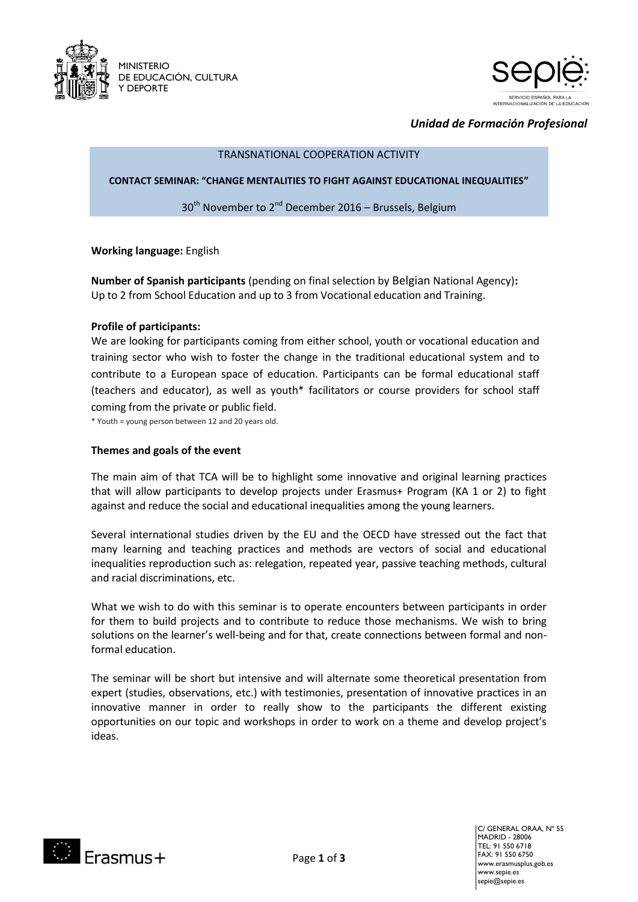MINISTERIO
DE EDUCACIÓN, CULTURA
Y DEPORTE

SERVICIO ESPAÑOL PARA LA INTERNACIONALIZACIÓN DE LA EDUCACIÓN

*Unidad de Formación Profesional*

TRANSNATIONAL COOPERATION ACTIVITY

**CONTACT SEMINAR: "CHANGE MENTALITIES TO FIGHT AGAINST EDUCATIONAL INEQUALITIES"**

30th November to 2nd December 2016 – Brussels, Belgium

**Working language:** English

**Number of Spanish participants** (pending on final selection by Belgian National Agency)**:**
Up to 2 from School Education and up to 3 from Vocational education and Training.

**Profile of participants:**
We are looking for participants coming from either school, youth or vocational education and training sector who wish to foster the change in the traditional educational system and to contribute to a European space of education. Participants can be formal educational staff (teachers and educator), as well as youth* facilitators or course providers for school staff coming from the private or public field.

\* Youth = young person between 12 and 20 years old.

**Themes and goals of the event**

The main aim of that TCA will be to highlight some innovative and original learning practices that will allow participants to develop projects under Erasmus+ Program (KA 1 or 2) to fight against and reduce the social and educational inequalities among the young learners.

Several international studies driven by the EU and the OECD have stressed out the fact that many learning and teaching practices and methods are vectors of social and educational inequalities reproduction such as: relegation, repeated year, passive teaching methods, cultural and racial discriminations, etc.

What we wish to do with this seminar is to operate encounters between participants in order for them to build projects and to contribute to reduce those mechanisms. We wish to bring solutions on the learner's well-being and for that, create connections between formal and non-formal education.

The seminar will be short but intensive and will alternate some theoretical presentation from expert (studies, observations, etc.) with testimonies, presentation of innovative practices in an innovative manner in order to really show to the participants the different existing opportunities on our topic and workshops in order to work on a theme and develop project's ideas.

Erasmus+

C/ GENERAL ORAA, Nº 55
MADRID - 28006
TEL: 91 550 6718
FAX: 91 550 6750
www.erasmusplus.gob.es
www.sepie.es
sepie@sepie.es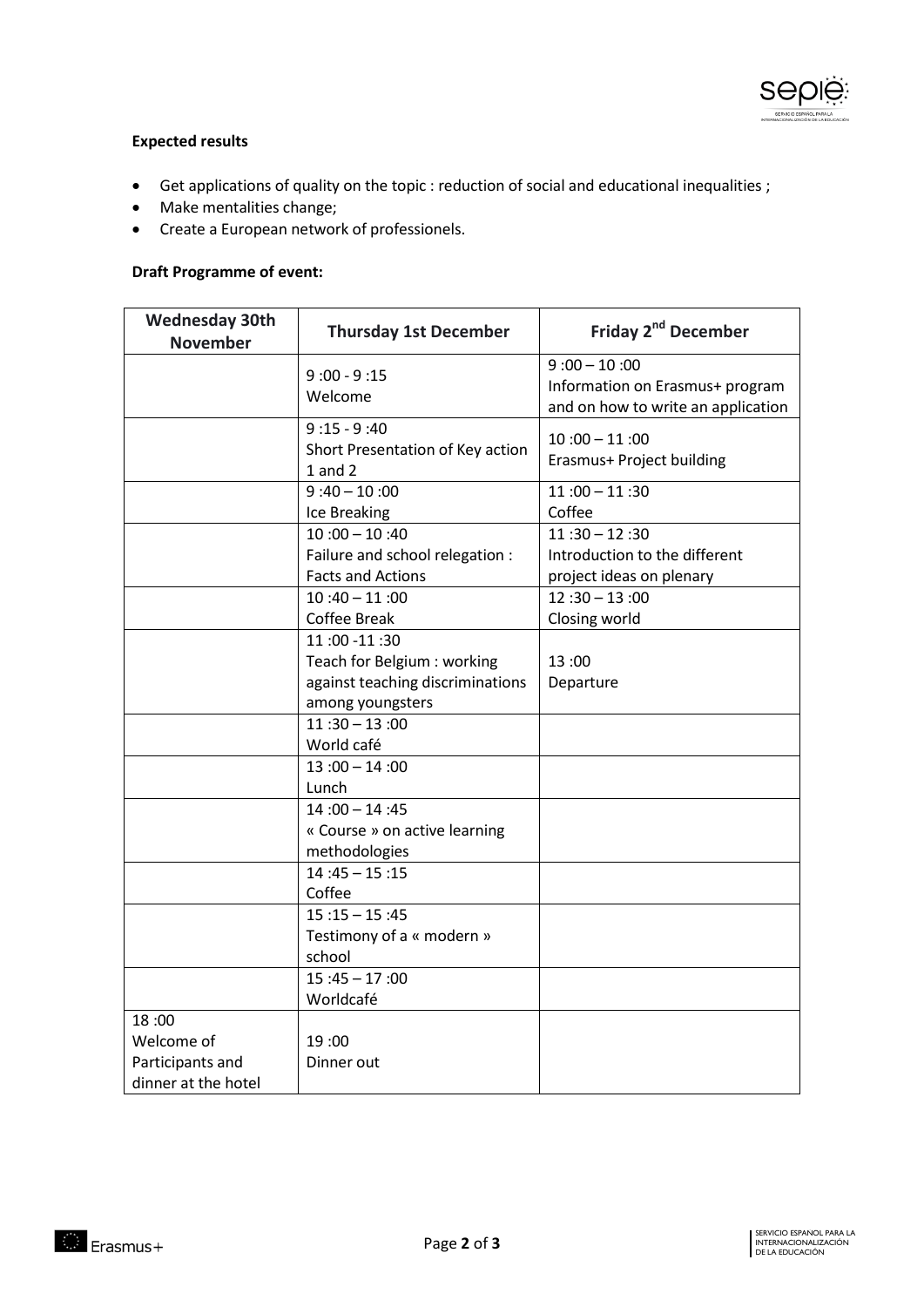**Expected results**

- Get applications of quality on the topic : reduction of social and educational inequalities ;
- Make mentalities change;
- Create a European network of professionels.

**Draft Programme of event:**

| Wednesday 30th November | Thursday 1st December | Friday 2nd December |
|---|---|---|
| | 9 :00 - 9 :15<br>Welcome | 9 :00 – 10 :00<br>Information on Erasmus+ program and on how to write an application |
| | 9 :15 - 9 :40<br>Short Presentation of Key action 1 and 2 | 10 :00 – 11 :00<br>Erasmus+ Project building |
| | 9 :40 – 10 :00<br>Ice Breaking | 11 :00 – 11 :30<br>Coffee |
| | 10 :00 – 10 :40<br>Failure and school relegation : Facts and Actions | 11 :30 – 12 :30<br>Introduction to the different project ideas on plenary |
| | 10 :40 – 11 :00<br>Coffee Break | 12 :30 – 13 :00<br>Closing world |
| | 11 :00 -11 :30<br>Teach for Belgium : working against teaching discriminations among youngsters | 13 :00<br>Departure |
| | 11 :30 – 13 :00<br>World café | |
| | 13 :00 – 14 :00<br>Lunch | |
| | 14 :00 – 14 :45<br>« Course » on active learning methodologies | |
| | 14 :45 – 15 :15<br>Coffee | |
| | 15 :15 – 15 :45<br>Testimony of a « modern » school | |
| | 15 :45 – 17 :00<br>Worldcafé | |
| 18 :00<br>Welcome of Participants and dinner at the hotel | 19 :00<br>Dinner out | |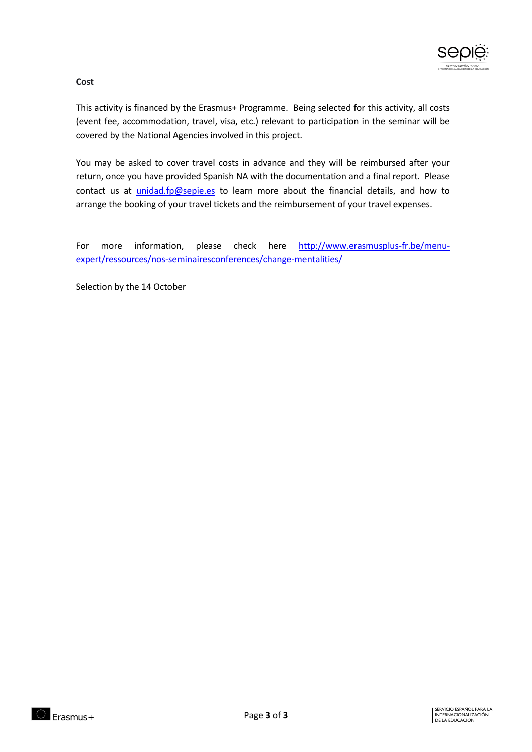**Cost**

This activity is financed by the Erasmus+ Programme. Being selected for this activity, all costs (event fee, accommodation, travel, visa, etc.) relevant to participation in the seminar will be covered by the National Agencies involved in this project.

You may be asked to cover travel costs in advance and they will be reimbursed after your return, once you have provided Spanish NA with the documentation and a final report. Please contact us at [unidad.fp@sepie.es](mailto:unidad.fp@sepie.es) to learn more about the financial details, and how to arrange the booking of your travel tickets and the reimbursement of your travel expenses.

For more information, please check here [http://www.erasmusplus-fr.be/menu-expert/ressources/nos-seminairesconferences/change-mentalities/](http://www.erasmusplus-fr.be/menu-expert/ressources/nos-seminairesconferences/change-mentalities/)

Selection by the 14 October